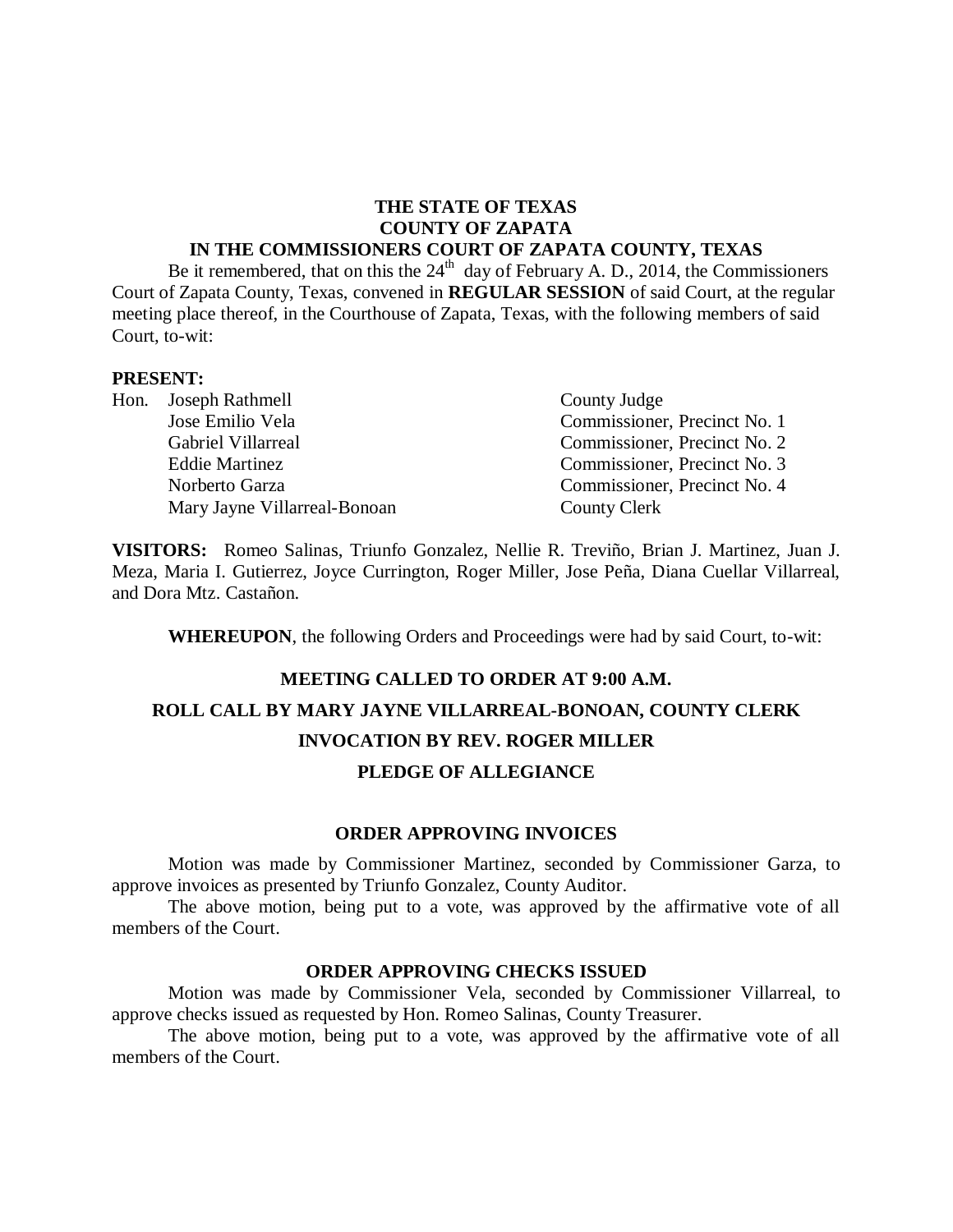**THE STATE OF TEXAS**
**COUNTY OF ZAPATA**
**IN THE COMMISSIONERS COURT OF ZAPATA COUNTY, TEXAS**

Be it remembered, that on this the 24th day of February A. D., 2014, the Commissioners Court of Zapata County, Texas, convened in **REGULAR SESSION** of said Court, at the regular meeting place thereof, in the Courthouse of Zapata, Texas, with the following members of said Court, to-wit:

**PRESENT:**

| | | |
|---|---|---|
| Hon. | Joseph Rathmell | County Judge |
| | Jose Emilio Vela | Commissioner, Precinct No. 1 |
| | Gabriel Villarreal | Commissioner, Precinct No. 2 |
| | Eddie Martinez | Commissioner, Precinct No. 3 |
| | Norberto Garza | Commissioner, Precinct No. 4 |
| | Mary Jayne Villarreal-Bonoan | County Clerk |

**VISITORS:** Romeo Salinas, Triunfo Gonzalez, Nellie R. Treviño, Brian J. Martinez, Juan J. Meza, Maria I. Gutierrez, Joyce Currington, Roger Miller, Jose Peña, Diana Cuellar Villarreal, and Dora Mtz. Castañon.

**WHEREUPON**, the following Orders and Proceedings were had by said Court, to-wit:

**MEETING CALLED TO ORDER AT 9:00 A.M.**

**ROLL CALL BY MARY JAYNE VILLARREAL-BONOAN, COUNTY CLERK**

**INVOCATION BY REV. ROGER MILLER**

**PLEDGE OF ALLEGIANCE**

**ORDER APPROVING INVOICES**

Motion was made by Commissioner Martinez, seconded by Commissioner Garza, to approve invoices as presented by Triunfo Gonzalez, County Auditor.

The above motion, being put to a vote, was approved by the affirmative vote of all members of the Court.

**ORDER APPROVING CHECKS ISSUED**

Motion was made by Commissioner Vela, seconded by Commissioner Villarreal, to approve checks issued as requested by Hon. Romeo Salinas, County Treasurer.

The above motion, being put to a vote, was approved by the affirmative vote of all members of the Court.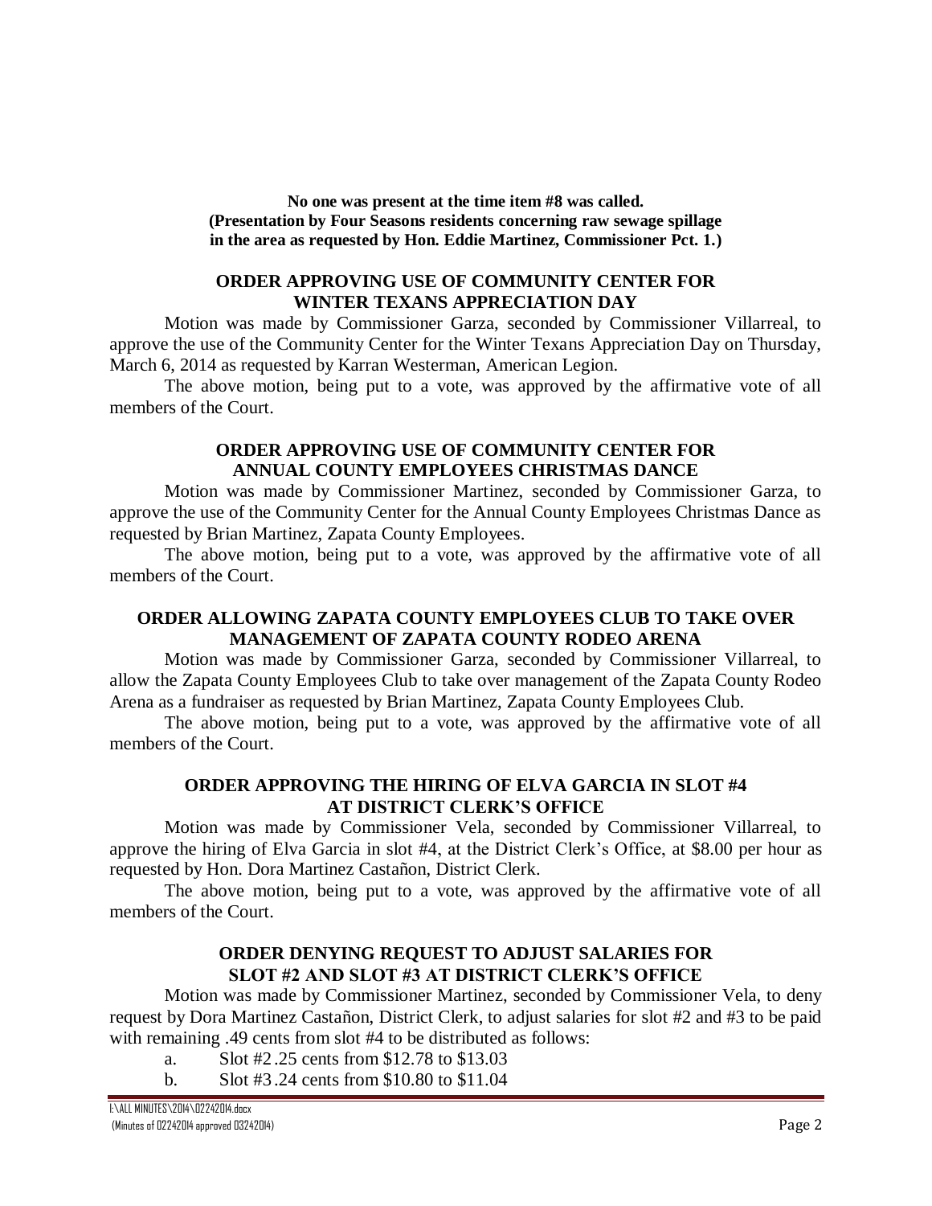**No one was present at the time item #8 was called.**
**(Presentation by Four Seasons residents concerning raw sewage spillage in the area as requested by Hon. Eddie Martinez, Commissioner Pct. 1.)**

### ORDER APPROVING USE OF COMMUNITY CENTER FOR WINTER TEXANS APPRECIATION DAY

Motion was made by Commissioner Garza, seconded by Commissioner Villarreal, to approve the use of the Community Center for the Winter Texans Appreciation Day on Thursday, March 6, 2014 as requested by Karran Westerman, American Legion.

The above motion, being put to a vote, was approved by the affirmative vote of all members of the Court.

### ORDER APPROVING USE OF COMMUNITY CENTER FOR ANNUAL COUNTY EMPLOYEES CHRISTMAS DANCE

Motion was made by Commissioner Martinez, seconded by Commissioner Garza, to approve the use of the Community Center for the Annual County Employees Christmas Dance as requested by Brian Martinez, Zapata County Employees.

The above motion, being put to a vote, was approved by the affirmative vote of all members of the Court.

### ORDER ALLOWING ZAPATA COUNTY EMPLOYEES CLUB TO TAKE OVER MANAGEMENT OF ZAPATA COUNTY RODEO ARENA

Motion was made by Commissioner Garza, seconded by Commissioner Villarreal, to allow the Zapata County Employees Club to take over management of the Zapata County Rodeo Arena as a fundraiser as requested by Brian Martinez, Zapata County Employees Club.

The above motion, being put to a vote, was approved by the affirmative vote of all members of the Court.

### ORDER APPROVING THE HIRING OF ELVA GARCIA IN SLOT #4 AT DISTRICT CLERK'S OFFICE

Motion was made by Commissioner Vela, seconded by Commissioner Villarreal, to approve the hiring of Elva Garcia in slot #4, at the District Clerk's Office, at $8.00 per hour as requested by Hon. Dora Martinez Castañon, District Clerk.

The above motion, being put to a vote, was approved by the affirmative vote of all members of the Court.

### ORDER DENYING REQUEST TO ADJUST SALARIES FOR SLOT #2 AND SLOT #3 AT DISTRICT CLERK'S OFFICE

Motion was made by Commissioner Martinez, seconded by Commissioner Vela, to deny request by Dora Martinez Castañon, District Clerk, to adjust salaries for slot #2 and #3 to be paid with remaining .49 cents from slot #4 to be distributed as follows:

a. Slot #2 .25 cents from $12.78 to $13.03
b. Slot #3 .24 cents from $10.80 to $11.04

I:\ALL MINUTES\2014\02242014.docx
(Minutes of 02242014 approved 03242014)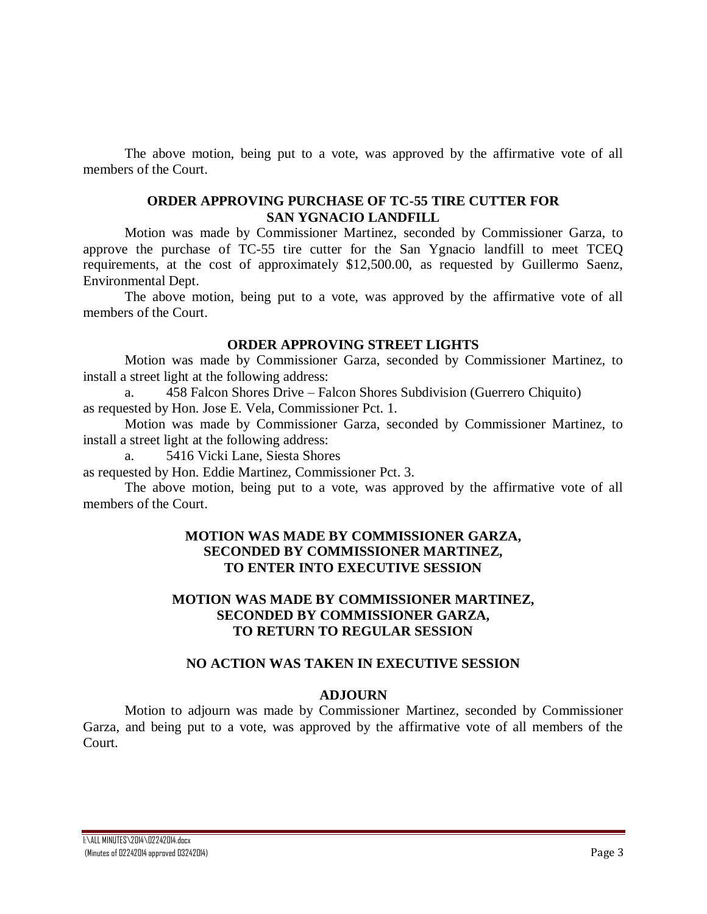The above motion, being put to a vote, was approved by the affirmative vote of all members of the Court.

**ORDER APPROVING PURCHASE OF TC-55 TIRE CUTTER FOR SAN YGNACIO LANDFILL**

Motion was made by Commissioner Martinez, seconded by Commissioner Garza, to approve the purchase of TC-55 tire cutter for the San Ygnacio landfill to meet TCEQ requirements, at the cost of approximately $12,500.00, as requested by Guillermo Saenz, Environmental Dept.

The above motion, being put to a vote, was approved by the affirmative vote of all members of the Court.

**ORDER APPROVING STREET LIGHTS**

Motion was made by Commissioner Garza, seconded by Commissioner Martinez, to install a street light at the following address:

a. 458 Falcon Shores Drive – Falcon Shores Subdivision (Guerrero Chiquito)

as requested by Hon. Jose E. Vela, Commissioner Pct. 1.

Motion was made by Commissioner Garza, seconded by Commissioner Martinez, to install a street light at the following address:

a. 5416 Vicki Lane, Siesta Shores

as requested by Hon. Eddie Martinez, Commissioner Pct. 3.

The above motion, being put to a vote, was approved by the affirmative vote of all members of the Court.

**MOTION WAS MADE BY COMMISSIONER GARZA, SECONDED BY COMMISSIONER MARTINEZ, TO ENTER INTO EXECUTIVE SESSION**

**MOTION WAS MADE BY COMMISSIONER MARTINEZ, SECONDED BY COMMISSIONER GARZA, TO RETURN TO REGULAR SESSION**

**NO ACTION WAS TAKEN IN EXECUTIVE SESSION**

**ADJOURN**

Motion to adjourn was made by Commissioner Martinez, seconded by Commissioner Garza, and being put to a vote, was approved by the affirmative vote of all members of the Court.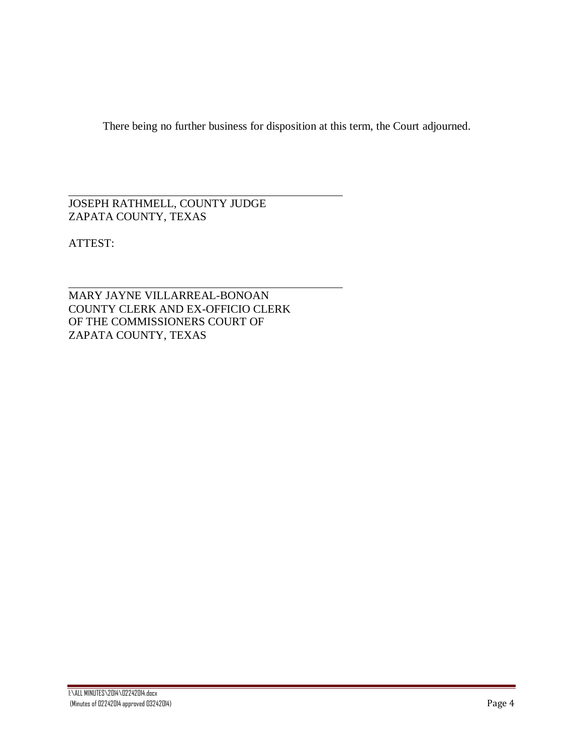There being no further business for disposition at this term, the Court adjourned.

\_\_\_\_\_\_\_\_\_\_\_\_\_\_\_\_\_\_\_\_\_\_\_\_\_\_\_\_\_\_\_\_\_\_\_\_\_\_\_\_\_\_\_\_

JOSEPH RATHMELL, COUNTY JUDGE
ZAPATA COUNTY, TEXAS

ATTEST:

\_\_\_\_\_\_\_\_\_\_\_\_\_\_\_\_\_\_\_\_\_\_\_\_\_\_\_\_\_\_\_\_\_\_\_\_\_\_\_\_\_\_\_\_

MARY JAYNE VILLARREAL-BONOAN
COUNTY CLERK AND EX-OFFICIO CLERK
OF THE COMMISSIONERS COURT OF
ZAPATA COUNTY, TEXAS